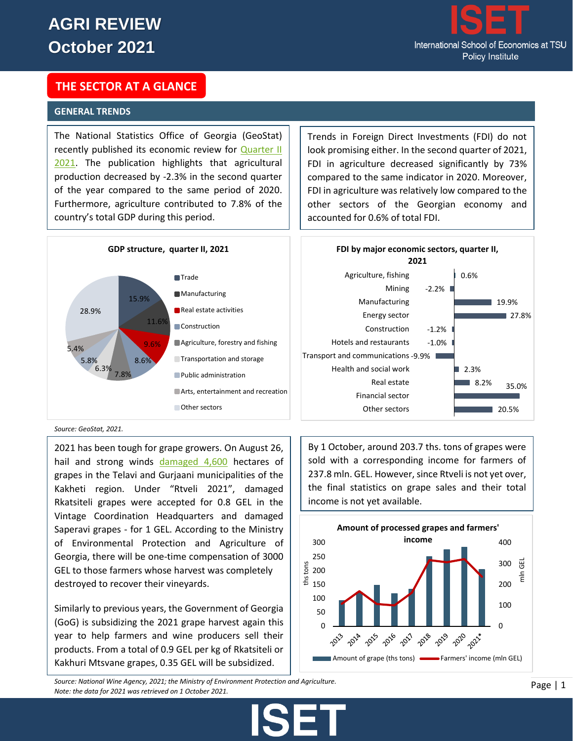# AGRI REVIEW
# October 2021

ISET
International School of Economics at TSU
Policy Institute

## THE SECTOR AT A GLANCE

### GENERAL TRENDS

The National Statistics Office of Georgia (GeoStat) recently published its economic review for Quarter II 2021. The publication highlights that agricultural production decreased by -2.3% in the second quarter of the year compared to the same period of 2020. Furthermore, agriculture contributed to 7.8% of the country's total GDP during this period.

Trends in Foreign Direct Investments (FDI) do not look promising either. In the second quarter of 2021, FDI in agriculture decreased significantly by 73% compared to the same indicator in 2020. Moreover, FDI in agriculture was relatively low compared to the other sectors of the Georgian economy and accounted for 0.6% of total FDI.

**GDP structure, quarter II, 2021**

| Sector | Share |
|---|---|
| Trade | 15.9% |
| Manufacturing | 11.6% |
| Real estate activities | 9.6% |
| Construction | 8.6% |
| Agriculture, forestry and fishing | 7.8% |
| Transportation and storage | 6.3% |
| Public administration | 5.8% |
| Arts, entertainment and recreation | 5.4% |
| Other sectors | 28.9% |

**FDI by major economic sectors, quarter II, 2021**

| Sector | Share |
|---|---|
| Agriculture, fishing | 0.6% |
| Mining | -2.2% |
| Manufacturing | 19.9% |
| Energy sector | 27.8% |
| Construction | -1.2% |
| Hotels and restaurants | -1.0% |
| Transport and communications | -9.9% |
| Health and social work | 2.3% |
| Real estate | 8.2% |
| Financial sector | 35.0% |
| Other sectors | 20.5% |

*Source: GeoStat, 2021.*

2021 has been tough for grape growers. On August 26, hail and strong winds damaged 4,600 hectares of grapes in the Telavi and Gurjaani municipalities of the Kakheti region. Under "Rtveli 2021", damaged Rkatsiteli grapes were accepted for 0.8 GEL in the Vintage Coordination Headquarters and damaged Saperavi grapes - for 1 GEL. According to the Ministry of Environmental Protection and Agriculture of Georgia, there will be one-time compensation of 3000 GEL to those farmers whose harvest was completely destroyed to recover their vineyards.

Similarly to previous years, the Government of Georgia (GoG) is subsidizing the 2021 grape harvest again this year to help farmers and wine producers sell their products. From a total of 0.9 GEL per kg of Rkatsiteli or Kakhuri Mtsvane grapes, 0.35 GEL will be subsidized.

By 1 October, around 203.7 ths. tons of grapes were sold with a corresponding income for farmers of 237.8 mln. GEL. However, since Rtveli is not yet over, the final statistics on grape sales and their total income is not yet available.

**Amount of processed grapes and farmers' income**

(Chart: Amount of grape (ths tons) and Farmers' income (mln GEL), 2013–2021*)

*Source: National Wine Agency, 2021; the Ministry of Environment Protection and Agriculture.*
*Note: the data for 2021 was retrieved on 1 October 2021.*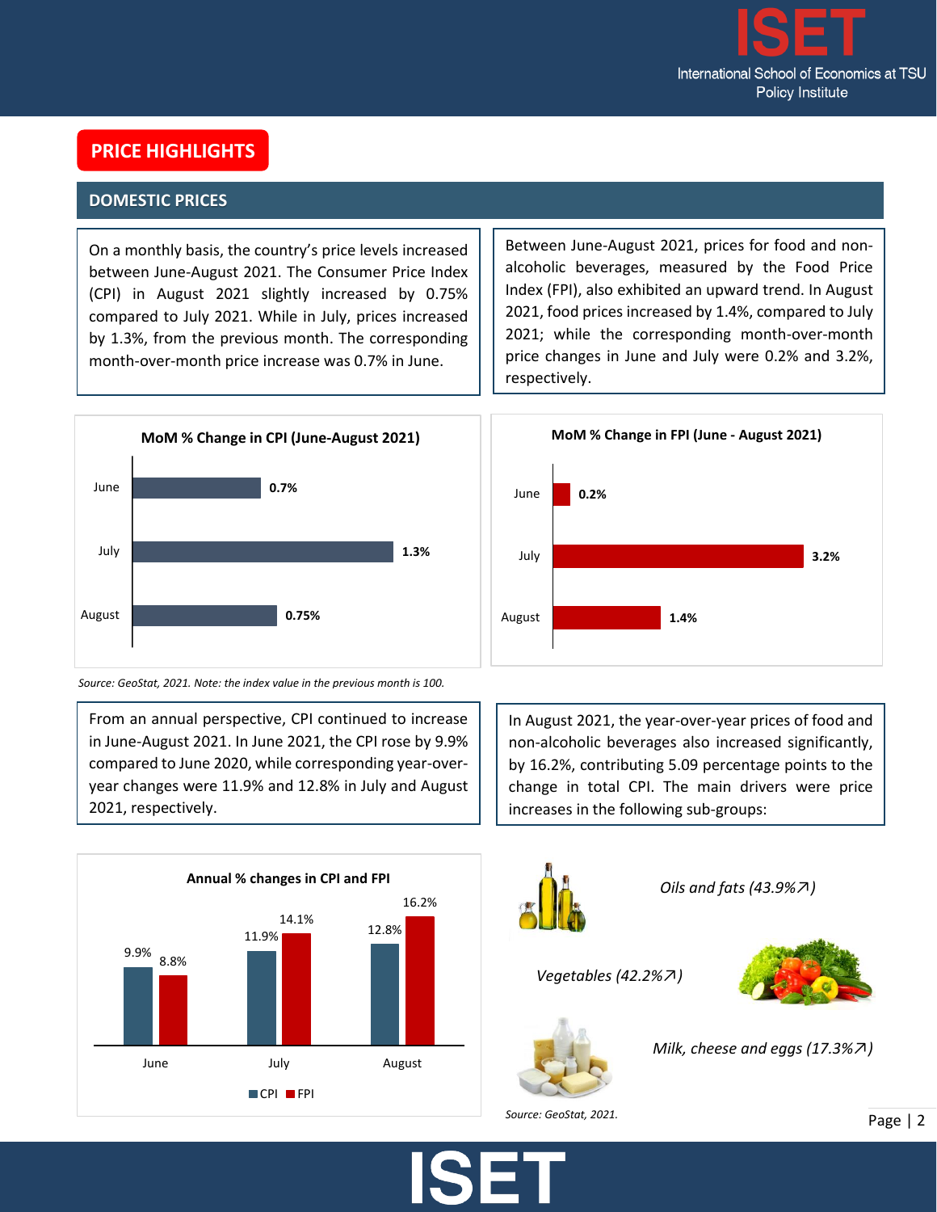## PRICE HIGHLIGHTS

### DOMESTIC PRICES

On a monthly basis, the country's price levels increased between June-August 2021. The Consumer Price Index (CPI) in August 2021 slightly increased by 0.75% compared to July 2021. While in July, prices increased by 1.3%, from the previous month. The corresponding month-over-month price increase was 0.7% in June.

Between June-August 2021, prices for food and non-alcoholic beverages, measured by the Food Price Index (FPI), also exhibited an upward trend. In August 2021, food prices increased by 1.4%, compared to July 2021; while the corresponding month-over-month price changes in June and July were 0.2% and 3.2%, respectively.

**MoM % Change in CPI (June-August 2021)**

| Month | MoM % Change |
|---|---|
| June | 0.7% |
| July | 1.3% |
| August | 0.75% |

**MoM % Change in FPI (June - August 2021)**

| Month | MoM % Change |
|---|---|
| June | 0.2% |
| July | 3.2% |
| August | 1.4% |

*Source: GeoStat, 2021. Note: the index value in the previous month is 100.*

From an annual perspective, CPI continued to increase in June-August 2021. In June 2021, the CPI rose by 9.9% compared to June 2020, while corresponding year-over-year changes were 11.9% and 12.8% in July and August 2021, respectively.

In August 2021, the year-over-year prices of food and non-alcoholic beverages also increased significantly, by 16.2%, contributing 5.09 percentage points to the change in total CPI. The main drivers were price increases in the following sub-groups:

**Annual % changes in CPI and FPI**

| | CPI | FPI |
|---|---|---|
| June | 9.9% | 8.8% |
| July | 11.9% | 14.1% |
| August | 12.8% | 16.2% |

*Oils and fats (43.9%↗)*

*Vegetables (42.2%↗)*

*Milk, cheese and eggs (17.3%↗)*

*Source: GeoStat, 2021.*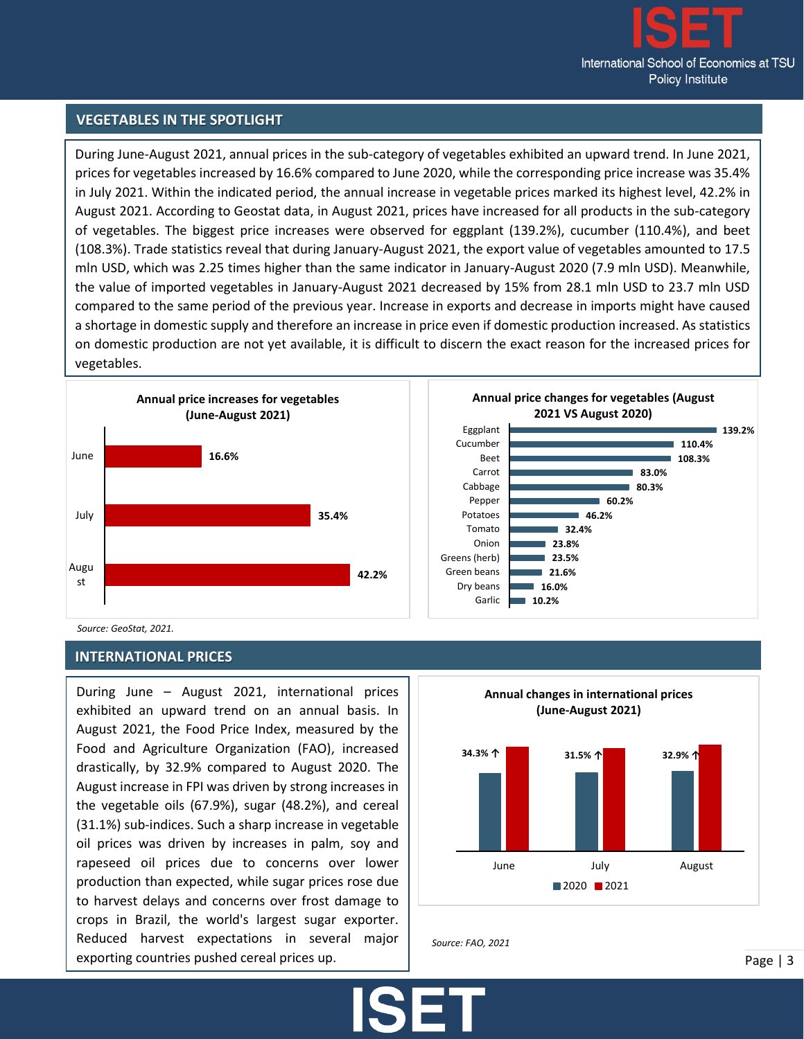## VEGETABLES IN THE SPOTLIGHT

During June-August 2021, annual prices in the sub-category of vegetables exhibited an upward trend. In June 2021, prices for vegetables increased by 16.6% compared to June 2020, while the corresponding price increase was 35.4% in July 2021. Within the indicated period, the annual increase in vegetable prices marked its highest level, 42.2% in August 2021. According to Geostat data, in August 2021, prices have increased for all products in the sub-category of vegetables. The biggest price increases were observed for eggplant (139.2%), cucumber (110.4%), and beet (108.3%). Trade statistics reveal that during January-August 2021, the export value of vegetables amounted to 17.5 mln USD, which was 2.25 times higher than the same indicator in January-August 2020 (7.9 mln USD). Meanwhile, the value of imported vegetables in January-August 2021 decreased by 15% from 28.1 mln USD to 23.7 mln USD compared to the same period of the previous year. Increase in exports and decrease in imports might have caused a shortage in domestic supply and therefore an increase in price even if domestic production increased. As statistics on domestic production are not yet available, it is difficult to discern the exact reason for the increased prices for vegetables.

**Annual price increases for vegetables (June-August 2021)**

| Month | Increase |
|---|---|
| June | 16.6% |
| July | 35.4% |
| August | 42.2% |

**Annual price changes for vegetables (August 2021 VS August 2020)**

| Product | Change |
|---|---|
| Eggplant | 139.2% |
| Cucumber | 110.4% |
| Beet | 108.3% |
| Carrot | 83.0% |
| Cabbage | 80.3% |
| Pepper | 60.2% |
| Potatoes | 46.2% |
| Tomato | 32.4% |
| Onion | 23.8% |
| Greens (herb) | 23.5% |
| Green beans | 21.6% |
| Dry beans | 16.0% |
| Garlic | 10.2% |

*Source: GeoStat, 2021.*

## INTERNATIONAL PRICES

During June – August 2021, international prices exhibited an upward trend on an annual basis. In August 2021, the Food Price Index, measured by the Food and Agriculture Organization (FAO), increased drastically, by 32.9% compared to August 2020. The August increase in FPI was driven by strong increases in the vegetable oils (67.9%), sugar (48.2%), and cereal (31.1%) sub-indices. Such a sharp increase in vegetable oil prices was driven by increases in palm, soy and rapeseed oil prices due to concerns over lower production than expected, while sugar prices rose due to harvest delays and concerns over frost damage to crops in Brazil, the world's largest sugar exporter. Reduced harvest expectations in several major exporting countries pushed cereal prices up.

**Annual changes in international prices (June-August 2021)**

| Month | Change (2021 vs 2020) |
|---|---|
| June | 34.3% ↑ |
| July | 31.5% ↑ |
| August | 32.9% ↑ |

*Source: FAO, 2021*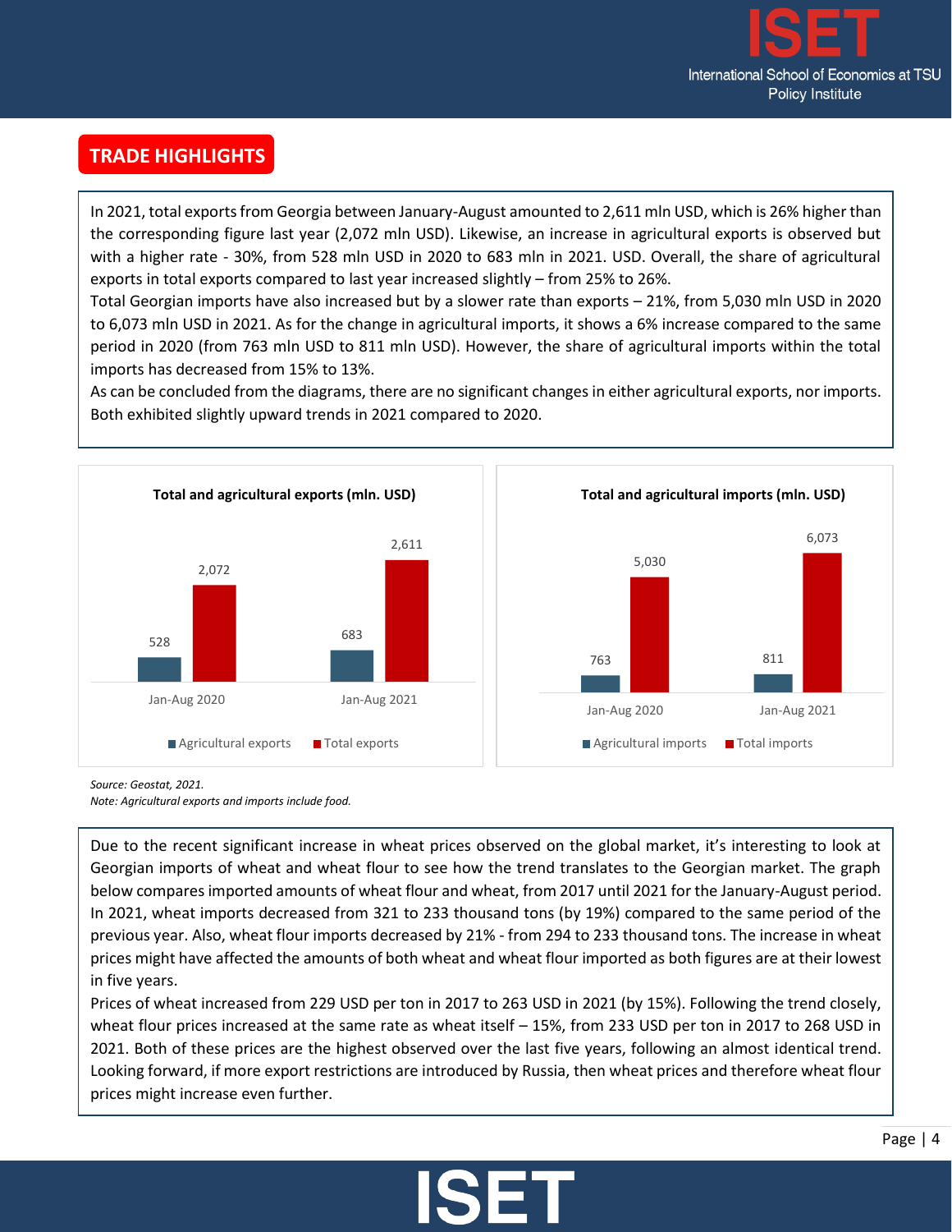## TRADE HIGHLIGHTS

In 2021, total exports from Georgia between January-August amounted to 2,611 mln USD, which is 26% higher than the corresponding figure last year (2,072 mln USD). Likewise, an increase in agricultural exports is observed but with a higher rate - 30%, from 528 mln USD in 2020 to 683 mln in 2021. USD. Overall, the share of agricultural exports in total exports compared to last year increased slightly – from 25% to 26%.

Total Georgian imports have also increased but by a slower rate than exports – 21%, from 5,030 mln USD in 2020 to 6,073 mln USD in 2021. As for the change in agricultural imports, it shows a 6% increase compared to the same period in 2020 (from 763 mln USD to 811 mln USD). However, the share of agricultural imports within the total imports has decreased from 15% to 13%.

As can be concluded from the diagrams, there are no significant changes in either agricultural exports, nor imports. Both exhibited slightly upward trends in 2021 compared to 2020.

**Total and agricultural exports (mln. USD)**

| | Agricultural exports | Total exports |
|---|---|---|
| Jan-Aug 2020 | 528 | 2,072 |
| Jan-Aug 2021 | 683 | 2,611 |

**Total and agricultural imports (mln. USD)**

| | Agricultural imports | Total imports |
|---|---|---|
| Jan-Aug 2020 | 763 | 5,030 |
| Jan-Aug 2021 | 811 | 6,073 |

*Source: Geostat, 2021.*
*Note: Agricultural exports and imports include food.*

Due to the recent significant increase in wheat prices observed on the global market, it's interesting to look at Georgian imports of wheat and wheat flour to see how the trend translates to the Georgian market. The graph below compares imported amounts of wheat flour and wheat, from 2017 until 2021 for the January-August period. In 2021, wheat imports decreased from 321 to 233 thousand tons (by 19%) compared to the same period of the previous year. Also, wheat flour imports decreased by 21% - from 294 to 233 thousand tons. The increase in wheat prices might have affected the amounts of both wheat and wheat flour imported as both figures are at their lowest in five years.

Prices of wheat increased from 229 USD per ton in 2017 to 263 USD in 2021 (by 15%). Following the trend closely, wheat flour prices increased at the same rate as wheat itself – 15%, from 233 USD per ton in 2017 to 268 USD in 2021. Both of these prices are the highest observed over the last five years, following an almost identical trend. Looking forward, if more export restrictions are introduced by Russia, then wheat prices and therefore wheat flour prices might increase even further.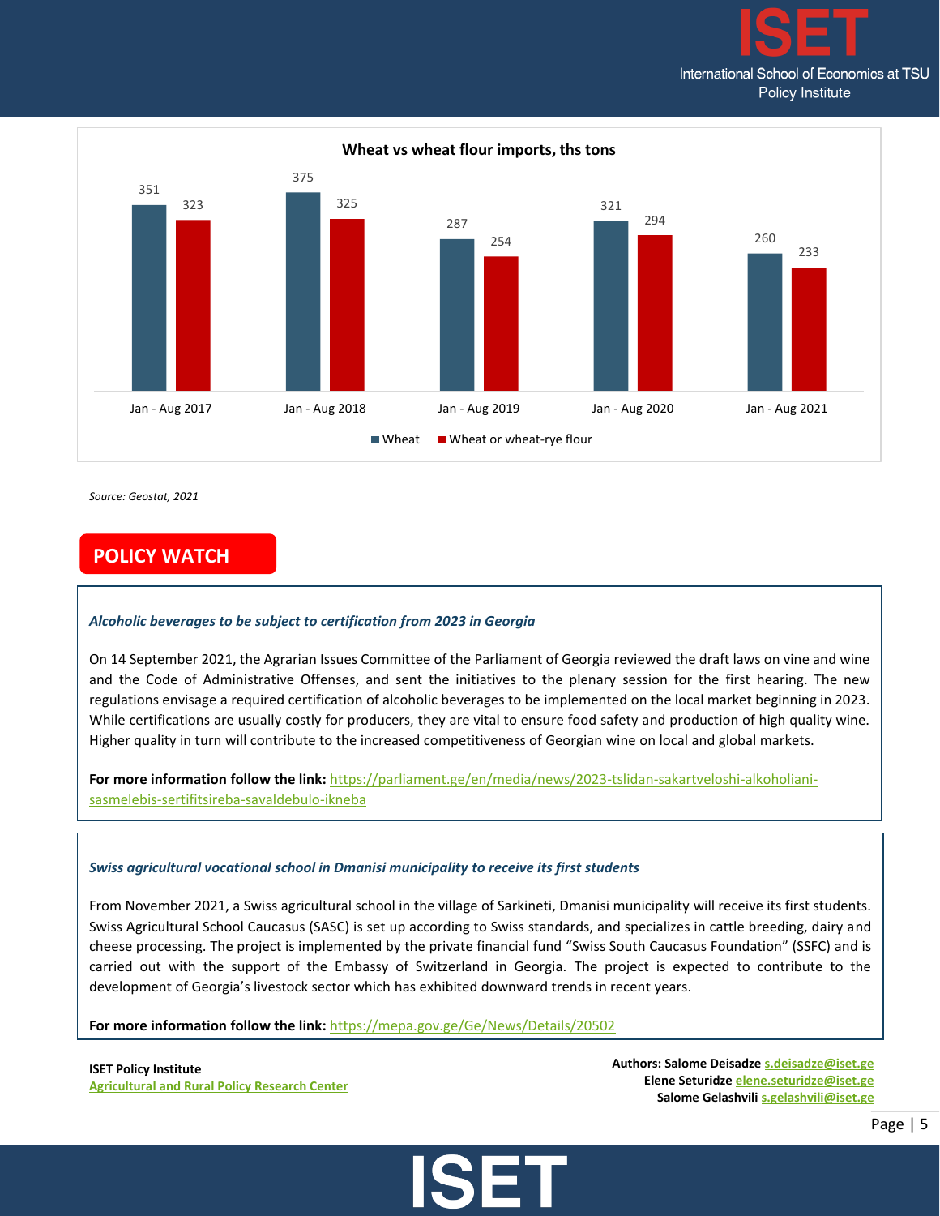**Wheat vs wheat flour imports, ths tons**

351
323
375
325
287
254
321
294
260
233

Jan - Aug 2017
Jan - Aug 2018
Jan - Aug 2019
Jan - Aug 2020
Jan - Aug 2021

Wheat
Wheat or wheat-rye flour

*Source: Geostat, 2021*

## POLICY WATCH

***Alcoholic beverages to be subject to certification from 2023 in Georgia***

On 14 September 2021, the Agrarian Issues Committee of the Parliament of Georgia reviewed the draft laws on vine and wine and the Code of Administrative Offenses, and sent the initiatives to the plenary session for the first hearing. The new regulations envisage a required certification of alcoholic beverages to be implemented on the local market beginning in 2023. While certifications are usually costly for producers, they are vital to ensure food safety and production of high quality wine. Higher quality in turn will contribute to the increased competitiveness of Georgian wine on local and global markets.

**For more information follow the link:** https://parliament.ge/en/media/news/2023-tslidan-sakartveloshi-alkoholiani-sasmelebis-sertifitsireba-savaldebulo-ikneba

***Swiss agricultural vocational school in Dmanisi municipality to receive its first students***

From November 2021, a Swiss agricultural school in the village of Sarkineti, Dmanisi municipality will receive its first students. Swiss Agricultural School Caucasus (SASC) is set up according to Swiss standards, and specializes in cattle breeding, dairy and cheese processing. The project is implemented by the private financial fund "Swiss South Caucasus Foundation" (SSFC) and is carried out with the support of the Embassy of Switzerland in Georgia. The project is expected to contribute to the development of Georgia's livestock sector which has exhibited downward trends in recent years.

**For more information follow the link:** https://mepa.gov.ge/Ge/News/Details/20502

**ISET Policy Institute**
**Agricultural and Rural Policy Research Center**

**Authors: Salome Deisadze s.deisadze@iset.ge**
**Elene Seturidze elene.seturidze@iset.ge**
**Salome Gelashvili s.gelashvili@iset.ge**